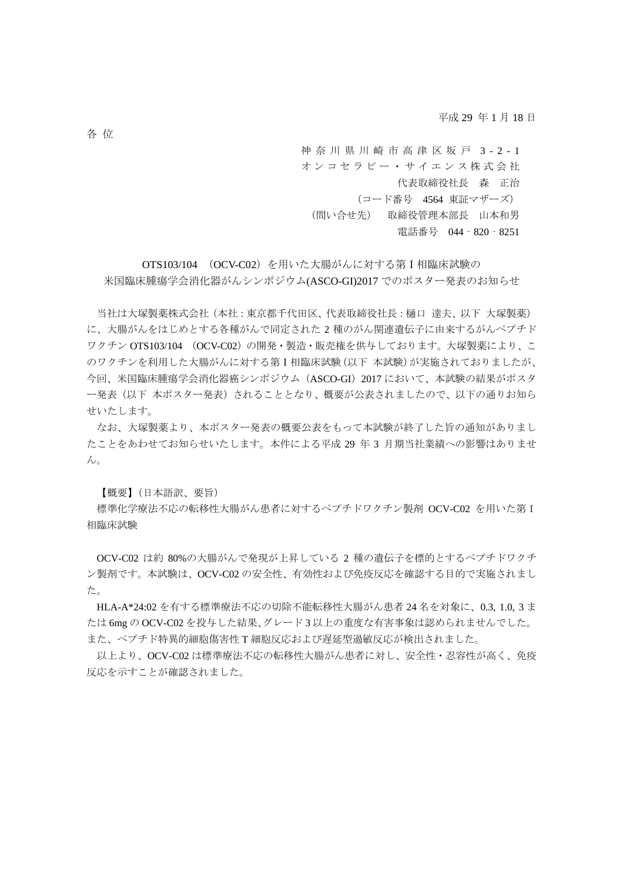平成 29 年 1 月 18 日

各 位

神奈川県川崎市高津区坂戸 3-2-1
オンコセラピー・サイエンス株式会社
代表取締役社長　森　正治
（コード番号　4564 東証マザーズ）
（問い合せ先）　取締役管理本部長　山本和男
電話番号　044‐820‐8251

## OTS103/104 （OCV-C02）を用いた大腸がんに対する第 I 相臨床試験の米国臨床腫瘍学会消化器がんシンポジウム(ASCO-GI)2017 でのポスター発表のお知らせ

当社は大塚製薬株式会社（本社：東京都千代田区、代表取締役社長：樋口　達夫、以下　大塚製薬）に、大腸がんをはじめとする各種がんで同定された 2 種のがん関連遺伝子に由来するがんペプチドワクチン OTS103/104 （OCV-C02）の開発・製造・販売権を供与しております。大塚製薬により、このワクチンを利用した大腸がんに対する第 I 相臨床試験（以下　本試験）が実施されておりましたが、今回、米国臨床腫瘍学会消化器癌シンポジウム（ASCO-GI）2017 において、本試験の結果がポスター発表（以下　本ポスター発表）されることとなり、概要が公表されましたので、以下の通りお知らせいたします。

なお、大塚製薬より、本ポスター発表の概要公表をもって本試験が終了した旨の通知がありましたことをあわせてお知らせいたします。本件による平成 29 年 3 月期当社業績への影響はありません。

【概要】（日本語訳、要旨）

標準化学療法不応の転移性大腸がん患者に対するペプチドワクチン製剤 OCV-C02 を用いた第 I 相臨床試験

OCV-C02 は約 80%の大腸がんで発現が上昇している 2 種の遺伝子を標的とするペプチドワクチン製剤です。本試験は、OCV-C02 の安全性、有効性および免疫反応を確認する目的で実施されました。

HLA-A*24:02 を有する標準療法不応の切除不能転移性大腸がん患者 24 名を対象に、0.3, 1.0, 3 または 6mg の OCV-C02 を投与した結果、グレード 3 以上の重度な有害事象は認められませんでした。また、ペプチド特異的細胞傷害性 T 細胞反応および遅延型過敏反応が検出されました。

以上より、OCV-C02 は標準療法不応の転移性大腸がん患者に対し、安全性・忍容性が高く、免疫反応を示すことが確認されました。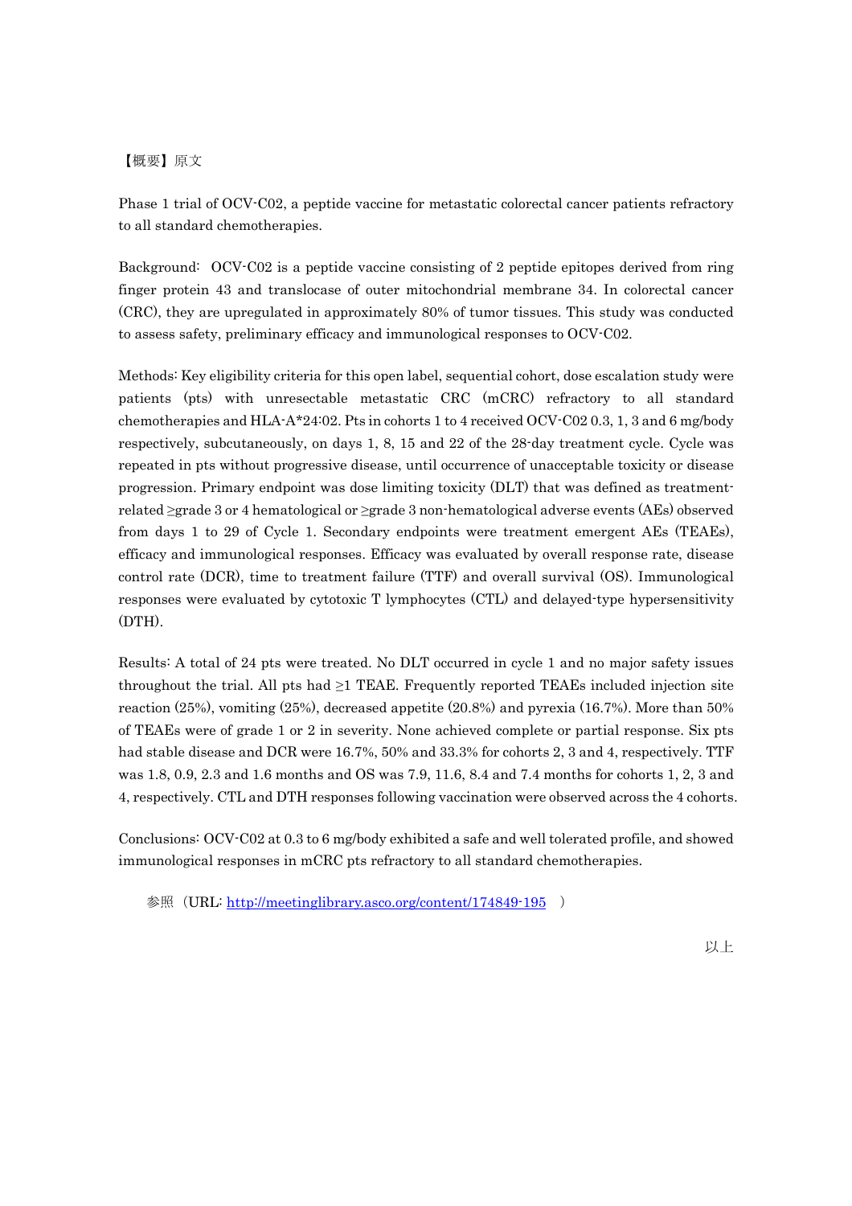【概要】原文

Phase 1 trial of OCV-C02, a peptide vaccine for metastatic colorectal cancer patients refractory to all standard chemotherapies.

Background: OCV-C02 is a peptide vaccine consisting of 2 peptide epitopes derived from ring finger protein 43 and translocase of outer mitochondrial membrane 34. In colorectal cancer (CRC), they are upregulated in approximately 80% of tumor tissues. This study was conducted to assess safety, preliminary efficacy and immunological responses to OCV-C02.

Methods: Key eligibility criteria for this open label, sequential cohort, dose escalation study were patients (pts) with unresectable metastatic CRC (mCRC) refractory to all standard chemotherapies and HLA-A*24:02. Pts in cohorts 1 to 4 received OCV-C02 0.3, 1, 3 and 6 mg/body respectively, subcutaneously, on days 1, 8, 15 and 22 of the 28-day treatment cycle. Cycle was repeated in pts without progressive disease, until occurrence of unacceptable toxicity or disease progression. Primary endpoint was dose limiting toxicity (DLT) that was defined as treatment-related ≥grade 3 or 4 hematological or ≥grade 3 non-hematological adverse events (AEs) observed from days 1 to 29 of Cycle 1. Secondary endpoints were treatment emergent AEs (TEAEs), efficacy and immunological responses. Efficacy was evaluated by overall response rate, disease control rate (DCR), time to treatment failure (TTF) and overall survival (OS). Immunological responses were evaluated by cytotoxic T lymphocytes (CTL) and delayed-type hypersensitivity (DTH).

Results: A total of 24 pts were treated. No DLT occurred in cycle 1 and no major safety issues throughout the trial. All pts had ≥1 TEAE. Frequently reported TEAEs included injection site reaction (25%), vomiting (25%), decreased appetite (20.8%) and pyrexia (16.7%). More than 50% of TEAEs were of grade 1 or 2 in severity. None achieved complete or partial response. Six pts had stable disease and DCR were 16.7%, 50% and 33.3% for cohorts 2, 3 and 4, respectively. TTF was 1.8, 0.9, 2.3 and 1.6 months and OS was 7.9, 11.6, 8.4 and 7.4 months for cohorts 1, 2, 3 and 4, respectively. CTL and DTH responses following vaccination were observed across the 4 cohorts.

Conclusions: OCV-C02 at 0.3 to 6 mg/body exhibited a safe and well tolerated profile, and showed immunological responses in mCRC pts refractory to all standard chemotherapies.

参照（URL: http://meetinglibrary.asco.org/content/174849-195 ）

以上